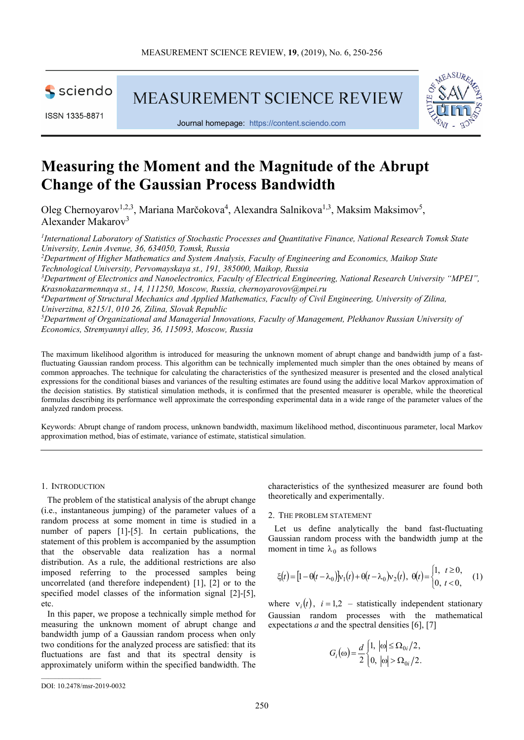# Measuring the Moment and the Magnitude of the Abrupt Change of the Gaussian Process Bandwidth

Oleg Chernoyarov[1,2,3], Mariana Marčokova[4], Alexandra Salnikova[1,3], Maksim Maksimov[5], Alexander Makarov[3]

[1] *International Laboratory of Statistics of Stochastic Processes and Quantitative Finance, National Research Tomsk State University, Lenin Avenue, 36, 634050, Tomsk, Russia*

[2] *Department of Higher Mathematics and System Analysis, Faculty of Engineering and Economics, Maikop State Technological University, Pervomayskaya st., 191, 385000, Maikop, Russia*

[3] *Department of Electronics and Nanoelectronics, Faculty of Electrical Engineering, National Research University "MPEI", Krasnokazarmennaya st., 14, 111250, Moscow, Russia, chernoyarovov@mpei.ru*

[4] *Department of Structural Mechanics and Applied Mathematics, Faculty of Civil Engineering, University of Zilina, Univerzitna, 8215/1, 010 26, Zilina, Slovak Republic*

[5] *Department of Organizational and Managerial Innovations, Faculty of Management, Plekhanov Russian University of Economics, Stremyannyi alley, 36, 115093, Moscow, Russia*

The maximum likelihood algorithm is introduced for measuring the unknown moment of abrupt change and bandwidth jump of a fast-fluctuating Gaussian random process. This algorithm can be technically implemented much simpler than the ones obtained by means of common approaches. The technique for calculating the characteristics of the synthesized measurer is presented and the closed analytical expressions for the conditional biases and variances of the resulting estimates are found using the additive local Markov approximation of the decision statistics. By statistical simulation methods, it is confirmed that the presented measurer is operable, while the theoretical formulas describing its performance well approximate the corresponding experimental data in a wide range of the parameter values of the analyzed random process.

Keywords: Abrupt change of random process, unknown bandwidth, maximum likelihood method, discontinuous parameter, local Markov approximation method, bias of estimate, variance of estimate, statistical simulation.

## 1. Introduction

The problem of the statistical analysis of the abrupt change (i.e., instantaneous jumping) of the parameter values of a random process at some moment in time is studied in a number of papers [1]-[5]. In certain publications, the statement of this problem is accompanied by the assumption that the observable data realization has a normal distribution. As a rule, the additional restrictions are also imposed referring to the processed samples being uncorrelated (and therefore independent) [1], [2] or to the specified model classes of the information signal [2]-[5], etc.

In this paper, we propose a technically simple method for measuring the unknown moment of abrupt change and bandwidth jump of a Gaussian random process when only two conditions for the analyzed process are satisfied: that its fluctuations are fast and that its spectral density is approximately uniform within the specified bandwidth. The characteristics of the synthesized measurer are found both theoretically and experimentally.

## 2. The Problem Statement

Let us define analytically the band fast-fluctuating Gaussian random process with the bandwidth jump at the moment in time $\lambda_0$ as follows

$$\xi(t) = [1-\theta(t-\lambda_0)]\nu_1(t) + \theta(t-\lambda_0)\nu_2(t), \quad \theta(t) = \begin{cases} 1, & t \ge 0, \\ 0, & t < 0, \end{cases} \quad (1)$$

where $\nu_i(t)$, $i = 1,2$ – statistically independent stationary Gaussian random processes with the mathematical expectations $a$ and the spectral densities [6], [7]

$$G_i(\omega) = \frac{d}{2} \begin{cases} 1, & |\omega| \le \Omega_{0i}/2, \\ 0, & |\omega| > \Omega_{0i}/2. \end{cases}$$

DOI: 10.2478/msr-2019-0032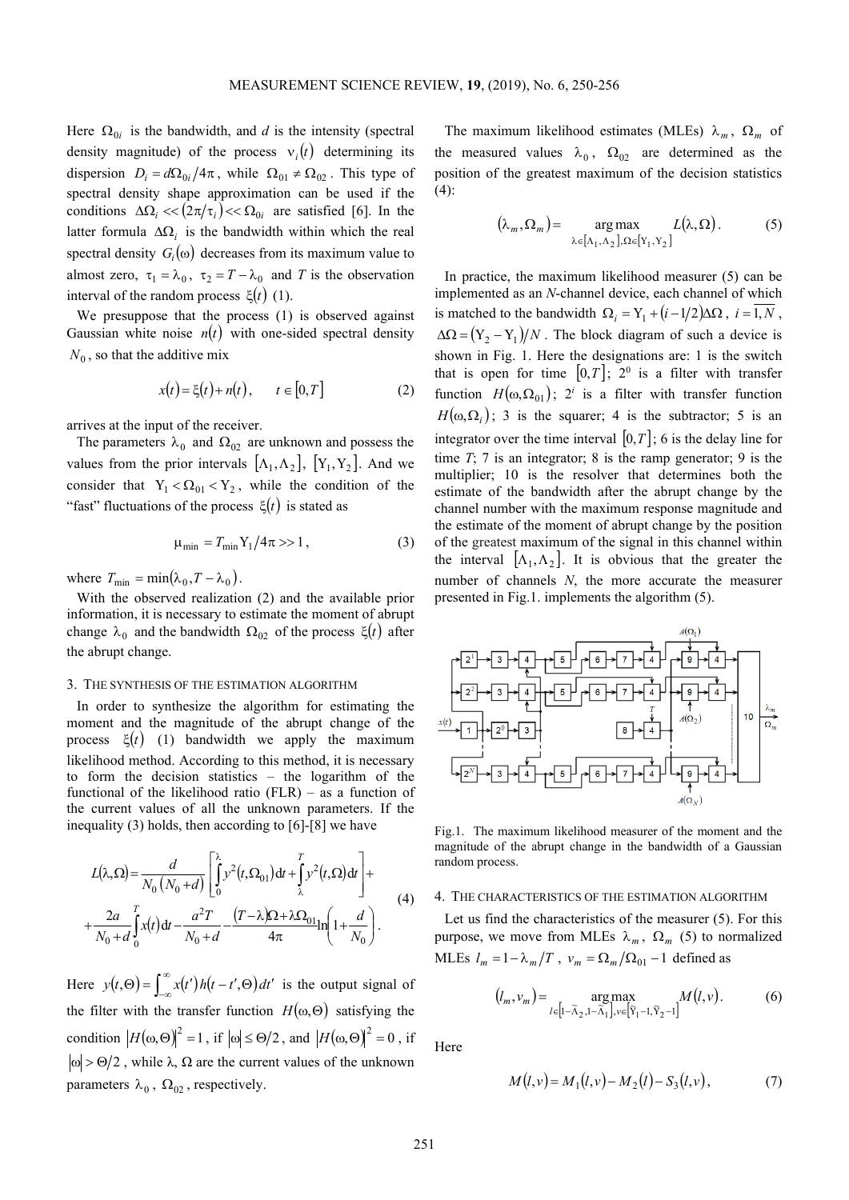Here $\Omega_{0i}$ is the bandwidth, and $d$ is the intensity (spectral density magnitude) of the process $\nu_i(t)$ determining its dispersion $D_i = d\Omega_{0i}/4\pi$, while $\Omega_{01} \neq \Omega_{02}$. This type of spectral density shape approximation can be used if the conditions $\Delta\Omega_i << (2\pi/\tau_i) << \Omega_{0i}$ are satisfied [6]. In the latter formula $\Delta\Omega_i$ is the bandwidth within which the real spectral density $G_i(\omega)$ decreases from its maximum value to almost zero, $\tau_1 = \lambda_0$, $\tau_2 = T - \lambda_0$ and $T$ is the observation interval of the random process $\xi(t)$ (1).

We presuppose that the process (1) is observed against Gaussian white noise $n(t)$ with one-sided spectral density $N_0$, so that the additive mix

$$x(t) = \xi(t) + n(t), \qquad t \in [0, T] \tag{2}$$

arrives at the input of the receiver.

The parameters $\lambda_0$ and $\Omega_{02}$ are unknown and possess the values from the prior intervals $[\Lambda_1, \Lambda_2]$, $[\Upsilon_1, \Upsilon_2]$. And we consider that $\Upsilon_1 < \Omega_{01} < \Upsilon_2$, while the condition of the "fast" fluctuations of the process $\xi(t)$ is stated as

$$\mu_{\min} = T_{\min}\Upsilon_1/4\pi >> 1, \tag{3}$$

where $T_{\min} = \min(\lambda_0, T - \lambda_0)$.

With the observed realization (2) and the available prior information, it is necessary to estimate the moment of abrupt change $\lambda_0$ and the bandwidth $\Omega_{02}$ of the process $\xi(t)$ after the abrupt change.

## 3. The synthesis of the estimation algorithm

In order to synthesize the algorithm for estimating the moment and the magnitude of the abrupt change of the process $\xi(t)$ (1) bandwidth we apply the maximum likelihood method. According to this method, it is necessary to form the decision statistics – the logarithm of the functional of the likelihood ratio (FLR) – as a function of the current values of all the unknown parameters. If the inequality (3) holds, then according to [6]-[8] we have

$$L(\lambda, \Omega) = \frac{d}{N_0(N_0 + d)}\left[\int_0^{\lambda} y^2(t, \Omega_{01})\,dt + \int_{\lambda}^{T} y^2(t, \Omega)\,dt\right] + \\ + \frac{2a}{N_0 + d}\int_0^T x(t)\,dt - \frac{a^2 T}{N_0 + d} - \frac{(T-\lambda)\Omega + \lambda\Omega_{01}}{4\pi}\ln\left(1 + \frac{d}{N_0}\right). \tag{4}$$

Here $y(t, \Theta) = \int_{-\infty}^{\infty} x(t')h(t - t', \Theta)\,dt'$ is the output signal of the filter with the transfer function $H(\omega, \Theta)$ satisfying the condition $|H(\omega, \Theta)|^2 = 1$, if $|\omega| \leq \Theta/2$, and $|H(\omega, \Theta)|^2 = 0$, if $|\omega| > \Theta/2$, while $\lambda$, $\Omega$ are the current values of the unknown parameters $\lambda_0$, $\Omega_{02}$, respectively.

The maximum likelihood estimates (MLEs) $\lambda_m$, $\Omega_m$ of the measured values $\lambda_0$, $\Omega_{02}$ are determined as the position of the greatest maximum of the decision statistics (4):

$$(\lambda_m, \Omega_m) = \underset{\lambda \in [\Lambda_1, \Lambda_2], \Omega \in [\Upsilon_1, \Upsilon_2]}{\arg\max} L(\lambda, \Omega). \tag{5}$$

In practice, the maximum likelihood measurer (5) can be implemented as an $N$-channel device, each channel of which is matched to the bandwidth $\Omega_i = \Upsilon_1 + (i - 1/2)\Delta\Omega$, $i = \overline{1, N}$, $\Delta\Omega = (\Upsilon_2 - \Upsilon_1)/N$. The block diagram of such a device is shown in Fig. 1. Here the designations are: 1 is the switch that is open for time $[0, T]$; $2^0$ is a filter with transfer function $H(\omega, \Omega_{01})$; $2^i$ is a filter with transfer function $H(\omega, \Omega_i)$; 3 is the squarer; 4 is the subtractor; 5 is an integrator over the time interval $[0, T]$; 6 is the delay line for time $T$; 7 is an integrator; 8 is the ramp generator; 9 is the multiplier; 10 is the resolver that determines both the estimate of the bandwidth after the abrupt change by the channel number with the maximum response magnitude and the estimate of the moment of abrupt change by the position of the greatest maximum of the signal in this channel within the interval $[\Lambda_1, \Lambda_2]$. It is obvious that the greater the number of channels $N$, the more accurate the measurer presented in Fig.1. implements the algorithm (5).

Fig.1. The maximum likelihood measurer of the moment and the magnitude of the abrupt change in the bandwidth of a Gaussian random process.

## 4. The characteristics of the estimation algorithm

Let us find the characteristics of the measurer (5). For this purpose, we move from MLEs $\lambda_m$, $\Omega_m$ (5) to normalized MLEs $l_m = 1 - \lambda_m/T$, $v_m = \Omega_m/\Omega_{01} - 1$ defined as

$$(l_m, v_m) = \underset{l \in [1 - \tilde{\Lambda}_2, 1 - \tilde{\Lambda}_1], v \in [\tilde{\Upsilon}_1 - 1, \tilde{\Upsilon}_2 - 1]}{\arg\max} M(l, v). \tag{6}$$

Here

$$M(l, v) = M_1(l, v) - M_2(l) - S_3(l, v), \tag{7}$$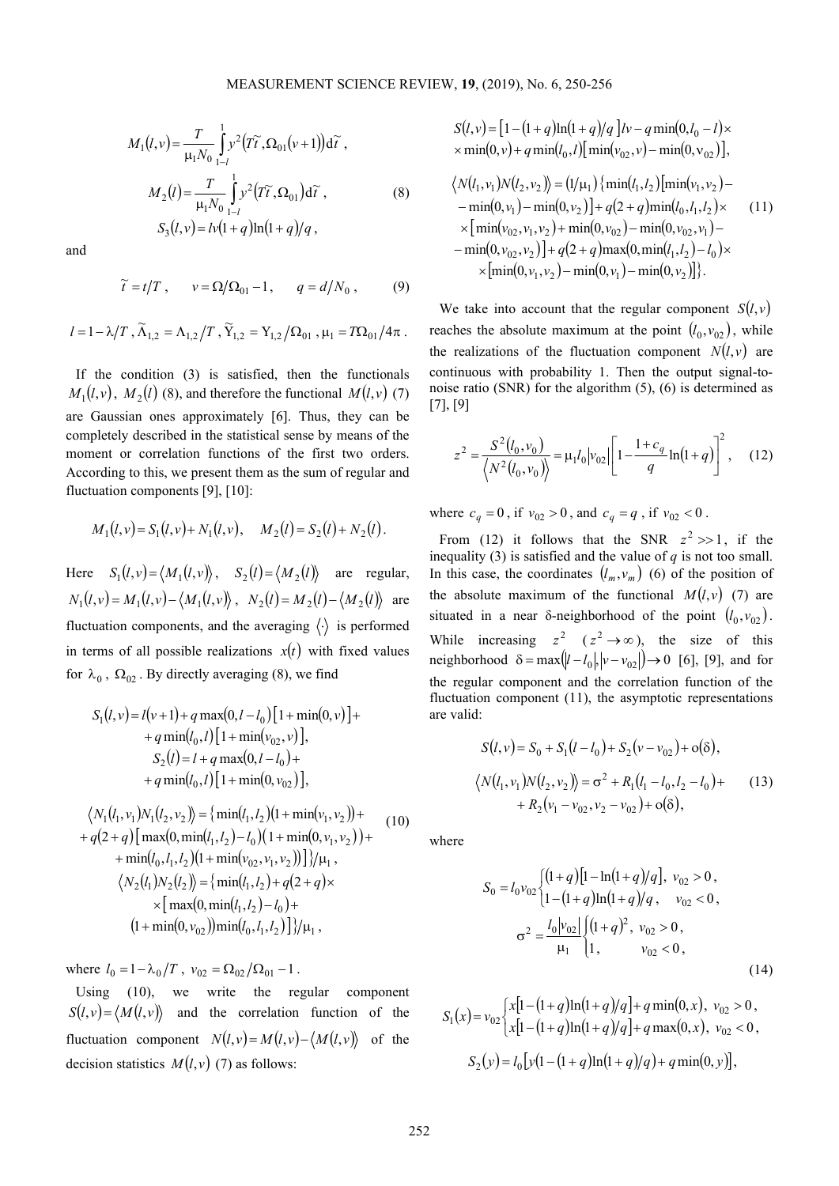$$M_1(l,v) = \frac{T}{\mu_1 N_0}\int_{1-l}^{1} y^2\left(T\tilde{t}, \Omega_{01}(v+1)\right)\mathrm{d}\tilde{t},$$

$$M_2(l) = \frac{T}{\mu_1 N_0}\int_{1-l}^{1} y^2\left(T\tilde{t}, \Omega_{01}\right)\mathrm{d}\tilde{t}, \tag{8}$$

$$S_3(l,v) = lv(1+q)\ln(1+q)/q,$$

and

$$\tilde{t} = t/T, \quad v = \Omega/\Omega_{01} - 1, \quad q = d/N_0, \tag{9}$$

$$l = 1 - \lambda/T,\ \tilde{\Lambda}_{1,2} = \Lambda_{1,2}/T,\ \tilde{\Upsilon}_{1,2} = \Upsilon_{1,2}/\Omega_{01},\ \mu_1 = T\Omega_{01}/4\pi.$$

If the condition (3) is satisfied, then the functionals $M_1(l,v)$, $M_2(l)$ (8), and therefore the functional $M(l,v)$ (7) are Gaussian ones approximately [6]. Thus, they can be completely described in the statistical sense by means of the moment or correlation functions of the first two orders. According to this, we present them as the sum of regular and fluctuation components [9], [10]:

$$M_1(l,v) = S_1(l,v) + N_1(l,v), \quad M_2(l) = S_2(l) + N_2(l).$$

Here $S_1(l,v) = \langle M_1(l,v)\rangle$, $S_2(l) = \langle M_2(l)\rangle$ are regular, $N_1(l,v) = M_1(l,v) - \langle M_1(l,v)\rangle$, $N_2(l) = M_2(l) - \langle M_2(l)\rangle$ are fluctuation components, and the averaging $\langle\cdot\rangle$ is performed in terms of all possible realizations $x(t)$ with fixed values for $\lambda_0$, $\Omega_{02}$. By directly averaging (8), we find

$$\begin{gathered}
S_1(l,v) = l(v+1) + q\max(0, l-l_0)\left[1 + \min(0,v)\right] + \\
+ q\min(l_0, l)\left[1 + \min(v_{02}, v)\right], \\
S_2(l) = l + q\max(0, l-l_0) + \\
+ q\min(l_0, l)\left[1 + \min(0, v_{02})\right],
\end{gathered}$$

$$\begin{gathered}
\langle N_1(l_1,v_1)N_1(l_2,v_2)\rangle = \{\min(l_1,l_2)(1+\min(v_1,v_2)) + \\
+ q(2+q)\left[\max(0,\min(l_1,l_2) - l_0)(1+\min(0,v_1,v_2)) + \right. \\
\left. + \min(l_0,l_1,l_2)(1+\min(v_{02},v_1,v_2))\right]\}/\mu_1, \\
\langle N_2(l_1)N_2(l_2)\rangle = \{\min(l_1,l_2) + q(2+q)\times \\
\times\left[\max(0,\min(l_1,l_2) - l_0) + \right. \\
\left. (1+\min(0,v_{02}))\min(l_0,l_1,l_2)\right]\}/\mu_1,
\end{gathered} \tag{10}$$

where $l_0 = 1 - \lambda_0/T$, $v_{02} = \Omega_{02}/\Omega_{01} - 1$.

Using (10), we write the regular component $S(l,v) = \langle M(l,v)\rangle$ and the correlation function of the fluctuation component $N(l,v) = M(l,v) - \langle M(l,v)\rangle$ of the decision statistics $M(l,v)$ (7) as follows:

$$\begin{gathered}
S(l,v) = \left[1 - (1+q)\ln(1+q)/q\right]lv - q\min(0, l_0 - l)\times \\
\times\min(0,v) + q\min(l_0,l)\left[\min(v_{02},v) - \min(0,v_{02})\right],
\end{gathered}$$

$$\begin{gathered}
\langle N(l_1,v_1)N(l_2,v_2)\rangle = (1/\mu_1)\{\min(l_1,l_2)\left[\min(v_1,v_2) - \right. \\
\left. - \min(0,v_1) - \min(0,v_2)\right] + q(2+q)\min(l_0,l_1,l_2)\times \\
\times\left[\min(v_{02},v_1,v_2) + \min(0,v_{02}) - \min(0,v_{02},v_1) - \right. \\
\left. - \min(0,v_{02},v_2)\right] + q(2+q)\max(0,\min(l_1,l_2) - l_0)\times \\
\times\left[\min(0,v_1,v_2) - \min(0,v_1) - \min(0,v_2)\right]\}.
\end{gathered} \tag{11}$$

We take into account that the regular component $S(l,v)$ reaches the absolute maximum at the point $(l_0, v_{02})$, while the realizations of the fluctuation component $N(l,v)$ are continuous with probability 1. Then the output signal-to-noise ratio (SNR) for the algorithm (5), (6) is determined as [7], [9]

$$z^2 = \frac{S^2(l_0,v_0)}{\langle N^2(l_0,v_0)\rangle} = \mu_1 l_0 |v_{02}|\left[1 - \frac{1+c_q}{q}\ln(1+q)\right]^2, \tag{12}$$

where $c_q = 0$, if $v_{02} > 0$, and $c_q = q$, if $v_{02} < 0$.

From (12) it follows that the SNR $z^2 \gg 1$, if the inequality (3) is satisfied and the value of $q$ is not too small. In this case, the coordinates $(l_m, v_m)$ (6) of the position of the absolute maximum of the functional $M(l,v)$ (7) are situated in a near $\delta$-neighborhood of the point $(l_0, v_{02})$. While increasing $z^2$ ($z^2 \to \infty$), the size of this neighborhood $\delta = \max(|l - l_0|, |v - v_{02}|) \to 0$ [6], [9], and for the regular component and the correlation function of the fluctuation component (11), the asymptotic representations are valid:

$$\begin{gathered}
S(l,v) = S_0 + S_1(l - l_0) + S_2(v - v_{02}) + o(\delta), \\
\langle N(l_1,v_1)N(l_2,v_2)\rangle = \sigma^2 + R_1(l_1 - l_0, l_2 - l_0) + \\
+ R_2(v_1 - v_{02}, v_2 - v_{02}) + o(\delta),
\end{gathered} \tag{13}$$

where

$$S_0 = l_0 v_{02}\begin{cases}(1+q)\left[1 - \ln(1+q)/q\right], & v_{02} > 0, \\ 1 - (1+q)\ln(1+q)/q, & v_{02} < 0,\end{cases}$$

$$\sigma^2 = \frac{l_0|v_{02}|}{\mu_1}\begin{cases}(1+q)^2, & v_{02} > 0, \\ 1, & v_{02} < 0,\end{cases} \tag{14}$$

$$S_1(x) = v_{02}\begin{cases}x\left[1 - (1+q)\ln(1+q)/q\right] + q\min(0,x), & v_{02} > 0, \\ x\left[1 - (1+q)\ln(1+q)/q\right] + q\max(0,x), & v_{02} < 0,\end{cases}$$

$$S_2(y) = l_0\left[y(1 - (1+q)\ln(1+q)/q) + q\min(0,y)\right],$$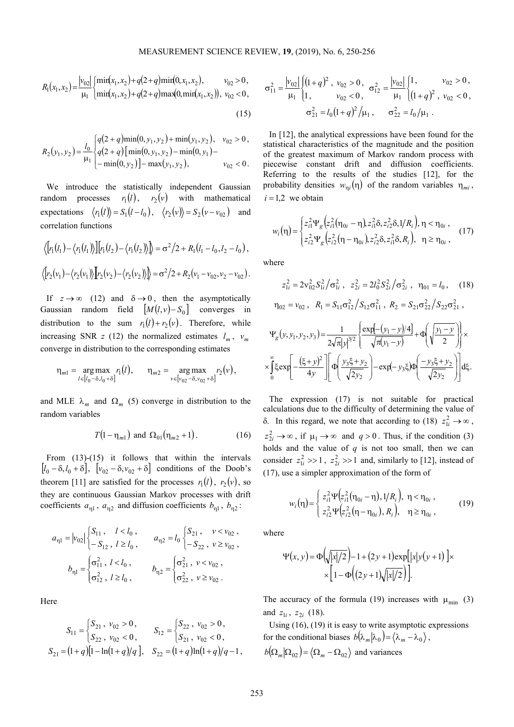$$R_1(x_1,x_2)=\frac{|v_{02}|}{\mu_1}\begin{cases}\min(x_1,x_2)+q(2+q)\min(0,x_1,x_2), & v_{02}>0,\\ \min(x_1,x_2)+q(2+q)\max(0,\min(x_1,x_2)), & v_{02}<0,\end{cases} \tag{15}$$

$$R_2(y_1,y_2)=\frac{l_0}{\mu_1}\begin{cases}q(2+q)\min(0,y_1,y_2)+\min(y_1,y_2), & v_{02}>0,\\ q(2+q)\left[\min(0,y_1,y_2)-\min(0,y_1)-\right.\\ \left.-\min(0,y_2)\right]-\max(y_1,y_2), & v_{02}<0.\end{cases}$$

We introduce the statistically independent Gaussian random processes $r_1(l)$, $r_2(v)$ with mathematical expectations $\langle r_1(l)\rangle = S_1(l-l_0)$, $\langle r_2(v)\rangle = S_2(v-v_{02})$ and correlation functions

$$\langle [r_1(l_1)-\langle r_1(l_1)\rangle][r_1(l_2)-\langle r_1(l_2)\rangle]\rangle = \sigma^2/2 + R_1(l_1-l_0,l_2-l_0),$$

$$\langle [r_2(v_1)-\langle r_2(v_1)\rangle][r_2(v_2)-\langle r_2(v_2)\rangle]\rangle = \sigma^2/2 + R_2(v_1-v_{02},v_2-v_{02}).$$

If $z\to\infty$ (12) and $\delta\to 0$, then the asymptotically Gaussian random field $[M(l,v)-S_0]$ converges in distribution to the sum $r_1(l)+r_2(v)$. Therefore, while increasing SNR $z$ (12) the normalized estimates $l_m$, $v_m$ converge in distribution to the corresponding estimates

$$\eta_{m1}=\underset{l\in[l_0-\delta,l_0+\delta]}{\arg\max}\, r_1(l), \qquad \eta_{m2}=\underset{v\in[v_{02}-\delta,v_{02}+\delta]}{\arg\max}\, r_2(v),$$

and MLE $\lambda_m$ and $\Omega_m$ (5) converge in distribution to the random variables

$$T(1-\eta_{m1}) \text{ and } \Omega_{01}(\eta_{m2}+1). \tag{16}$$

From (13)-(15) it follows that within the intervals $[l_0-\delta,l_0+\delta]$, $[v_{02}-\delta,v_{02}+\delta]$ conditions of the Doob's theorem [11] are satisfied for the processes $r_1(l)$, $r_2(v)$, so they are continuous Gaussian Markov processes with drift coefficients $a_{\eta 1}$, $a_{\eta 2}$ and diffusion coefficients $b_{\eta 1}$, $b_{\eta 2}$:

$$a_{\eta 1}=|v_{02}|\begin{cases}S_{11}, & l<l_0,\\ -S_{12}, & l\ge l_0,\end{cases} \qquad a_{\eta 2}=l_0\begin{cases}S_{21}, & v<v_{02},\\ -S_{22}, & v\ge v_{02},\end{cases}$$

$$b_{\eta 1}=\begin{cases}\sigma_{11}^2, & l<l_0,\\ \sigma_{12}^2, & l\ge l_0,\end{cases} \qquad b_{\eta 2}=\begin{cases}\sigma_{21}^2, & v<v_{02},\\ \sigma_{22}^2, & v\ge v_{02}.\end{cases}$$

Here

$$S_{11}=\begin{cases}S_{21}, & v_{02}>0,\\ S_{22}, & v_{02}<0,\end{cases} \qquad S_{12}=\begin{cases}S_{22}, & v_{02}>0,\\ S_{21}, & v_{02}<0,\end{cases}$$

$$S_{21}=(1+q)[1-\ln(1+q)/q], \quad S_{22}=(1+q)\ln(1+q)/q-1,$$

$$\sigma_{11}^2=\frac{|v_{02}|}{\mu_1}\begin{cases}(1+q)^2, & v_{02}>0,\\ 1, & v_{02}<0,\end{cases} \qquad \sigma_{12}^2=\frac{|v_{02}|}{\mu_1}\begin{cases}1, & v_{02}>0,\\ (1+q)^2, & v_{02}<0,\end{cases}$$

$$\sigma_{21}^2=l_0(1+q)^2/\mu_1, \qquad \sigma_{22}^2=l_0/\mu_1.$$

In [12], the analytical expressions have been found for the statistical characteristics of the magnitude and the position of the greatest maximum of Markov random process with piecewise constant drift and diffusion coefficients. Referring to the results of the studies [12], for the probability densities $w_{\eta i}(\eta)$ of the random variables $\eta_{mi}$, $i=1,2$ we obtain

$$w_i(\eta)=\begin{cases}z_{i1}^2\Psi_g\left(z_{i1}^2(\eta_{0i}-\eta),z_{i1}^2\delta,z_{i2}^2\delta,1/R_i\right), & \eta<\eta_{0i},\\ z_{i2}^2\Psi_g\left(z_{i2}^2(\eta-\eta_{0i}),z_{i2}^2\delta,z_{i1}^2\delta,R_i\right), & \eta\ge\eta_{0i},\end{cases} \tag{17}$$

where

$$z_{1i}^2=2v_{02}^2S_{1i}^2/\sigma_{1i}^2, \quad z_{2i}^2=2l_0^2S_{2i}^2/\sigma_{2i}^2, \quad \eta_{01}=l_0, \tag{18}$$

$$\eta_{02}=v_{02}, \quad R_1=S_{11}\sigma_{12}^2/S_{12}\sigma_{11}^2, \quad R_2=S_{21}\sigma_{22}^2/S_{22}\sigma_{21}^2,$$

$$\Psi_g(y,y_1,y_2,y_3)=\frac{1}{2\sqrt{\pi}|y|^{3/2}}\left\{\frac{\exp[-(y_1-y)/4]}{\sqrt{\pi(y_1-y)}}+\Phi\left(\sqrt{\frac{y_1-y}{2}}\right)\right\}\times$$
$$\times\int_0^\infty \xi\exp\left[-\frac{(\xi+y)^2}{4y}\right]\left[\Phi\left(\frac{y_3\xi+y_2}{\sqrt{2y_2}}\right)-\exp(-y_3\xi)\Phi\left(\frac{-y_3\xi+y_2}{\sqrt{2y_2}}\right)\right]d\xi.$$

The expression (17) is not suitable for practical calculations due to the difficulty of determining the value of $\delta$. In this regard, we note that according to (18) $z_{1i}^2\to\infty$, $z_{2i}^2\to\infty$, if $\mu_1\to\infty$ and $q>0$. Thus, if the condition (3) holds and the value of $q$ is not too small, then we can consider $z_{1i}^2 \gg 1$, $z_{2i}^2 \gg 1$ and, similarly to [12], instead of (17), use a simpler approximation of the form of

$$w_i(\eta)=\begin{cases}z_{i1}^2\Psi\left(z_{i1}^2(\eta_{0i}-\eta),1/R_i\right), & \eta<\eta_{0i},\\ z_{i2}^2\Psi\left(z_{i2}^2(\eta-\eta_{0i}),R_i\right), & \eta\ge\eta_{0i},\end{cases} \tag{19}$$

where

$$\Psi(x,y)=\Phi\left(\sqrt{|x|/2}\right)-1+(2y+1)\exp[|x|y(y+1)]\times$$
$$\times\left[1-\Phi\left((2y+1)\sqrt{|x|/2}\right)\right].$$

The accuracy of the formula (19) increases with $\mu_{\min}$ (3) and $z_{1i}$, $z_{2i}$ (18).

Using (16), (19) it is easy to write asymptotic expressions for the conditional biases $b(\lambda_m|\lambda_0)=\langle\lambda_m-\lambda_0\rangle$, $b(\Omega_m|\Omega_{02})=\langle\Omega_m-\Omega_{02}\rangle$ and variances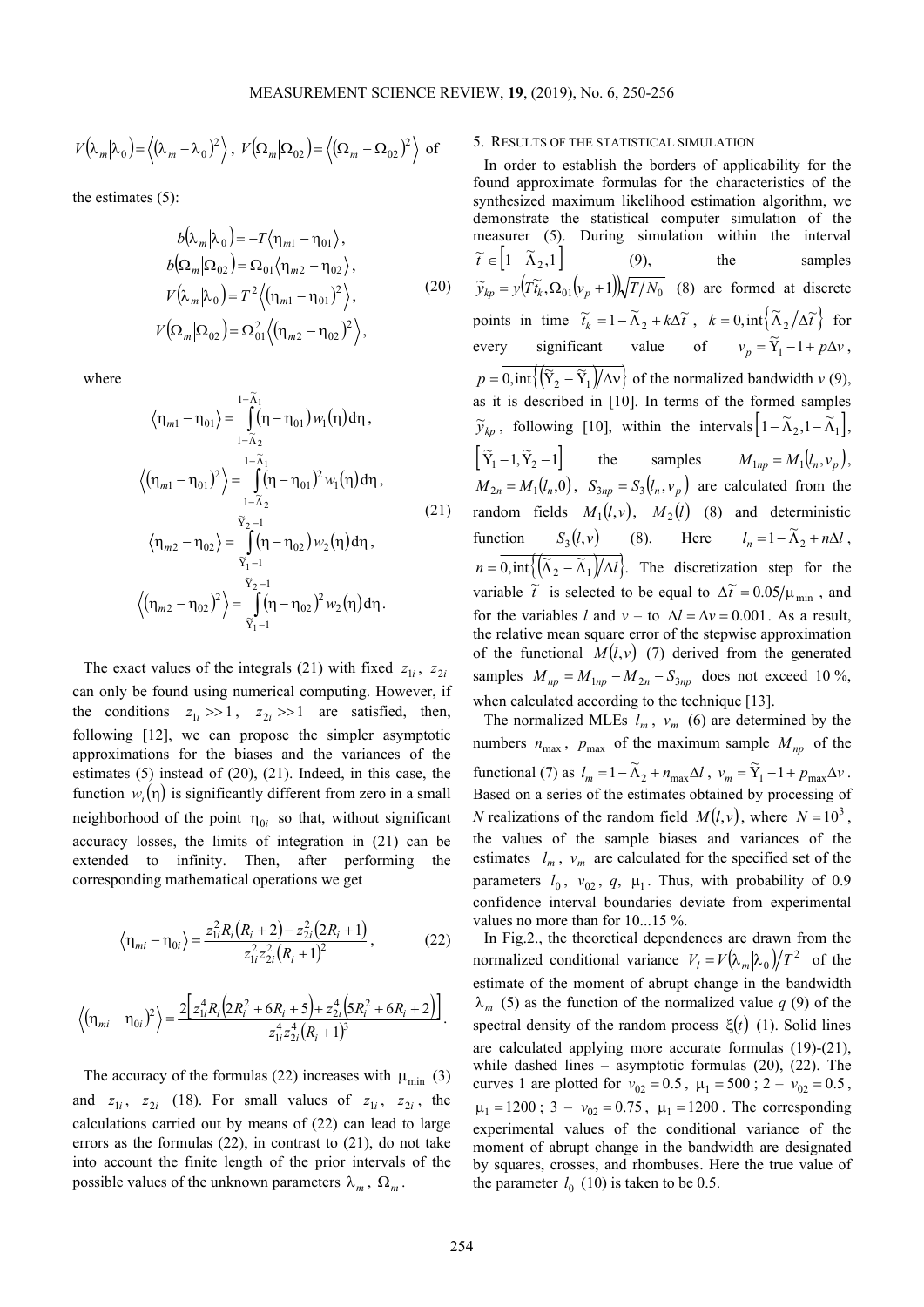$V(\lambda_m|\lambda_0) = \langle(\lambda_m - \lambda_0)^2\rangle$, $V(\Omega_m|\Omega_{02}) = \langle(\Omega_m - \Omega_{02})^2\rangle$ of the estimates (5):

$$
\begin{aligned}
b(\lambda_m|\lambda_0) &= -T\langle\eta_{m1} - \eta_{01}\rangle, \\
b(\Omega_m|\Omega_{02}) &= \Omega_{01}\langle\eta_{m2} - \eta_{02}\rangle, \\
V(\lambda_m|\lambda_0) &= T^2\langle(\eta_{m1} - \eta_{01})^2\rangle, \\
V(\Omega_m|\Omega_{02}) &= \Omega_{01}^2\langle(\eta_{m2} - \eta_{02})^2\rangle,
\end{aligned}
\tag{20}
$$

where

$$
\begin{aligned}
\langle\eta_{m1} - \eta_{01}\rangle &= \int_{1-\tilde{\Lambda}_2}^{1-\tilde{\Lambda}_1} (\eta - \eta_{01})\, w_1(\eta)\, d\eta, \\
\langle(\eta_{m1} - \eta_{01})^2\rangle &= \int_{1-\tilde{\Lambda}_2}^{1-\tilde{\Lambda}_1} (\eta - \eta_{01})^2\, w_1(\eta)\, d\eta, \\
\langle\eta_{m2} - \eta_{02}\rangle &= \int_{\tilde{\Upsilon}_1-1}^{\tilde{\Upsilon}_2-1} (\eta - \eta_{02})\, w_2(\eta)\, d\eta, \\
\langle(\eta_{m2} - \eta_{02})^2\rangle &= \int_{\tilde{\Upsilon}_1-1}^{\tilde{\Upsilon}_2-1} (\eta - \eta_{02})^2\, w_2(\eta)\, d\eta.
\end{aligned}
\tag{21}
$$

The exact values of the integrals (21) with fixed $z_{1i}$, $z_{2i}$ can only be found using numerical computing. However, if the conditions $z_{1i} >> 1$, $z_{2i} >> 1$ are satisfied, then, following [12], we can propose the simpler asymptotic approximations for the biases and the variances of the estimates (5) instead of (20), (21). Indeed, in this case, the function $w_i(\eta)$ is significantly different from zero in a small neighborhood of the point $\eta_{0i}$ so that, without significant accuracy losses, the limits of integration in (21) can be extended to infinity. Then, after performing the corresponding mathematical operations we get

$$
\langle\eta_{mi} - \eta_{0i}\rangle = \frac{z_{1i}^2 R_i (R_i + 2) - z_{2i}^2 (2R_i + 1)}{z_{1i}^2 z_{2i}^2 (R_i + 1)^2},
\tag{22}
$$

$$
\langle(\eta_{mi} - \eta_{0i})^2\rangle = \frac{2\left[z_{1i}^4 R_i \left(2R_i^2 + 6R_i + 5\right) + z_{2i}^4 \left(5R_i^2 + 6R_i + 2\right)\right]}{z_{1i}^4 z_{2i}^4 (R_i + 1)^3}.
$$

The accuracy of the formulas (22) increases with $\mu_{\min}$ (3) and $z_{1i}$, $z_{2i}$ (18). For small values of $z_{1i}$, $z_{2i}$, the calculations carried out by means of (22) can lead to large errors as the formulas (22), in contrast to (21), do not take into account the finite length of the prior intervals of the possible values of the unknown parameters $\lambda_m$, $\Omega_m$.

## 5. Results of the statistical simulation

In order to establish the borders of applicability for the found approximate formulas for the characteristics of the synthesized maximum likelihood estimation algorithm, we demonstrate the statistical computer simulation of the measurer (5). During simulation within the interval $\tilde{t} \in \left[1 - \tilde{\Lambda}_2, 1\right]$ (9), the samples $\tilde{y}_{kp} = y\left(T\tilde{t}_k, \Omega_{01}(v_p + 1)\right)\sqrt{T/N_0}$ (8) are formed at discrete points in time $\tilde{t}_k = 1 - \tilde{\Lambda}_2 + k\Delta\tilde{t}$, $k = \overline{0, \text{int}\{\tilde{\Lambda}_2/\Delta\tilde{t}\}}$ for every significant value of $v_p = \tilde{\Upsilon}_1 - 1 + p\Delta v$, $p = \overline{0, \text{int}\{(\tilde{\Upsilon}_2 - \tilde{\Upsilon}_1)/\Delta v\}}$ of the normalized bandwidth $v$ (9), as it is described in [10]. In terms of the formed samples $\tilde{y}_{kp}$, following [10], within the intervals $\left[1 - \tilde{\Lambda}_2, 1 - \tilde{\Lambda}_1\right]$, $\left[\tilde{\Upsilon}_1 - 1, \tilde{\Upsilon}_2 - 1\right]$ the samples $M_{1np} = M_1(l_n, v_p)$, $M_{2n} = M_1(l_n, 0)$, $S_{3np} = S_3(l_n, v_p)$ are calculated from the random fields $M_1(l, v)$, $M_2(l)$ (8) and deterministic function $S_3(l, v)$ (8). Here $l_n = 1 - \tilde{\Lambda}_2 + n\Delta l$, $n = \overline{0, \text{int}\{(\tilde{\Lambda}_2 - \tilde{\Lambda}_1)/\Delta l\}}$. The discretization step for the variable $\tilde{t}$ is selected to be equal to $\Delta\tilde{t} = 0.05/\mu_{\min}$, and for the variables $l$ and $v$ – to $\Delta l = \Delta v = 0.001$. As a result, the relative mean square error of the stepwise approximation of the functional $M(l, v)$ (7) derived from the generated samples $M_{np} = M_{1np} - M_{2n} - S_{3np}$ does not exceed 10 %, when calculated according to the technique [13].

The normalized MLEs $l_m$, $v_m$ (6) are determined by the numbers $n_{\max}$, $p_{\max}$ of the maximum sample $M_{np}$ of the functional (7) as $l_m = 1 - \tilde{\Lambda}_2 + n_{\max}\Delta l$, $v_m = \tilde{\Upsilon}_1 - 1 + p_{\max}\Delta v$. Based on a series of the estimates obtained by processing of $N$ realizations of the random field $M(l, v)$, where $N = 10^3$, the values of the sample biases and variances of the estimates $l_m$, $v_m$ are calculated for the specified set of the parameters $l_0$, $v_{02}$, $q$, $\mu_1$. Thus, with probability of 0.9 confidence interval boundaries deviate from experimental values no more than for 10...15 %.

In Fig.2., the theoretical dependences are drawn from the normalized conditional variance $V_l = V(\lambda_m|\lambda_0)/T^2$ of the estimate of the moment of abrupt change in the bandwidth $\lambda_m$ (5) as the function of the normalized value $q$ (9) of the spectral density of the random process $\xi(t)$ (1). Solid lines are calculated applying more accurate formulas (19)-(21), while dashed lines – asymptotic formulas (20), (22). The curves 1 are plotted for $v_{02} = 0.5$, $\mu_1 = 500$; 2 – $v_{02} = 0.5$, $\mu_1 = 1200$; 3 – $v_{02} = 0.75$, $\mu_1 = 1200$. The corresponding experimental values of the conditional variance of the moment of abrupt change in the bandwidth are designated by squares, crosses, and rhombuses. Here the true value of the parameter $l_0$ (10) is taken to be 0.5.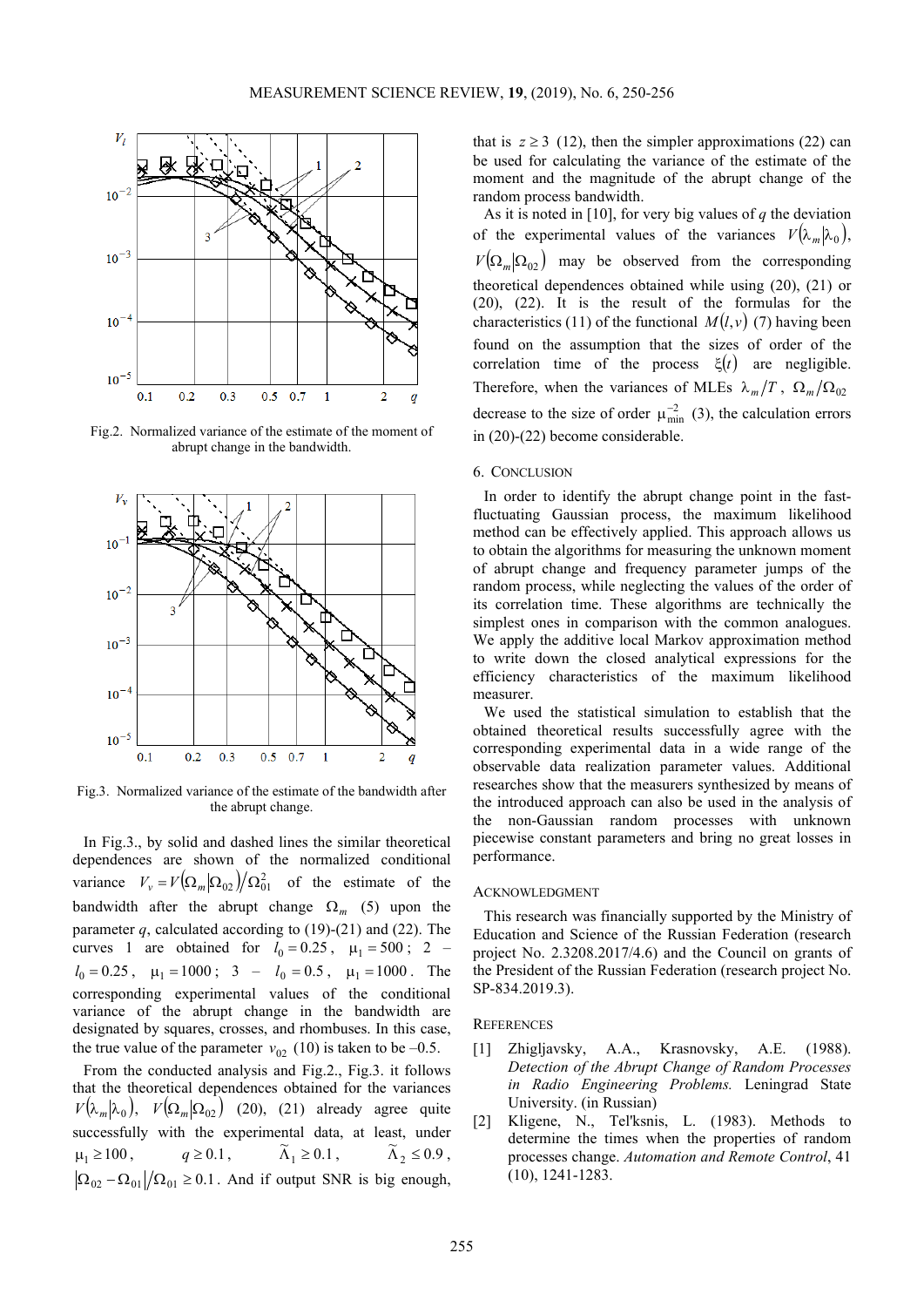Fig.2. Normalized variance of the estimate of the moment of abrupt change in the bandwidth.

Fig.3. Normalized variance of the estimate of the bandwidth after the abrupt change.

In Fig.3., by solid and dashed lines the similar theoretical dependences are shown of the normalized conditional variance $V_v = V(\Omega_m|\Omega_{02})/\Omega_{01}^2$ of the estimate of the bandwidth after the abrupt change $\Omega_m$ (5) upon the parameter $q$, calculated according to (19)-(21) and (22). The curves 1 are obtained for $l_0 = 0.25$, $\mu_1 = 500$; 2 – $l_0 = 0.25$, $\mu_1 = 1000$; 3 – $l_0 = 0.5$, $\mu_1 = 1000$. The corresponding experimental values of the conditional variance of the abrupt change in the bandwidth are designated by squares, crosses, and rhombuses. In this case, the true value of the parameter $v_{02}$ (10) is taken to be –0.5.

From the conducted analysis and Fig.2., Fig.3. it follows that the theoretical dependences obtained for the variances $V(\lambda_m|\lambda_0)$, $V(\Omega_m|\Omega_{02})$ (20), (21) already agree quite successfully with the experimental data, at least, under $\mu_1 \geq 100$, $q \geq 0.1$, $\tilde{\Lambda}_1 \geq 0.1$, $\tilde{\Lambda}_2 \leq 0.9$, $|\Omega_{02} - \Omega_{01}|/\Omega_{01} \geq 0.1$. And if output SNR is big enough, that is $z \geq 3$ (12), then the simpler approximations (22) can be used for calculating the variance of the estimate of the moment and the magnitude of the abrupt change of the random process bandwidth.

As it is noted in [10], for very big values of $q$ the deviation of the experimental values of the variances $V(\lambda_m|\lambda_0)$, $V(\Omega_m|\Omega_{02})$ may be observed from the corresponding theoretical dependences obtained while using (20), (21) or (20), (22). It is the result of the formulas for the characteristics (11) of the functional $M(l,v)$ (7) having been found on the assumption that the sizes of order of the correlation time of the process $\xi(t)$ are negligible. Therefore, when the variances of MLEs $\lambda_m/T$, $\Omega_m/\Omega_{02}$ decrease to the size of order $\mu_{\min}^{-2}$ (3), the calculation errors in (20)-(22) become considerable.

## 6. Conclusion

In order to identify the abrupt change point in the fast-fluctuating Gaussian process, the maximum likelihood method can be effectively applied. This approach allows us to obtain the algorithms for measuring the unknown moment of abrupt change and frequency parameter jumps of the random process, while neglecting the values of the order of its correlation time. These algorithms are technically the simplest ones in comparison with the common analogues. We apply the additive local Markov approximation method to write down the closed analytical expressions for the efficiency characteristics of the maximum likelihood measurer.

We used the statistical simulation to establish that the obtained theoretical results successfully agree with the corresponding experimental data in a wide range of the observable data realization parameter values. Additional researches show that the measurers synthesized by means of the introduced approach can also be used in the analysis of the non-Gaussian random processes with unknown piecewise constant parameters and bring no great losses in performance.

## Acknowledgment

This research was financially supported by the Ministry of Education and Science of the Russian Federation (research project No. 2.3208.2017/4.6) and the Council on grants of the President of the Russian Federation (research project No. SP-834.2019.3).

## References

[1] Zhigljavsky, A.A., Krasnovsky, A.E. (1988). *Detection of the Abrupt Change of Random Processes in Radio Engineering Problems.* Leningrad State University. (in Russian)

[2] Kligene, N., Tel'ksnis, L. (1983). Methods to determine the times when the properties of random processes change. *Automation and Remote Control*, 41 (10), 1241-1283.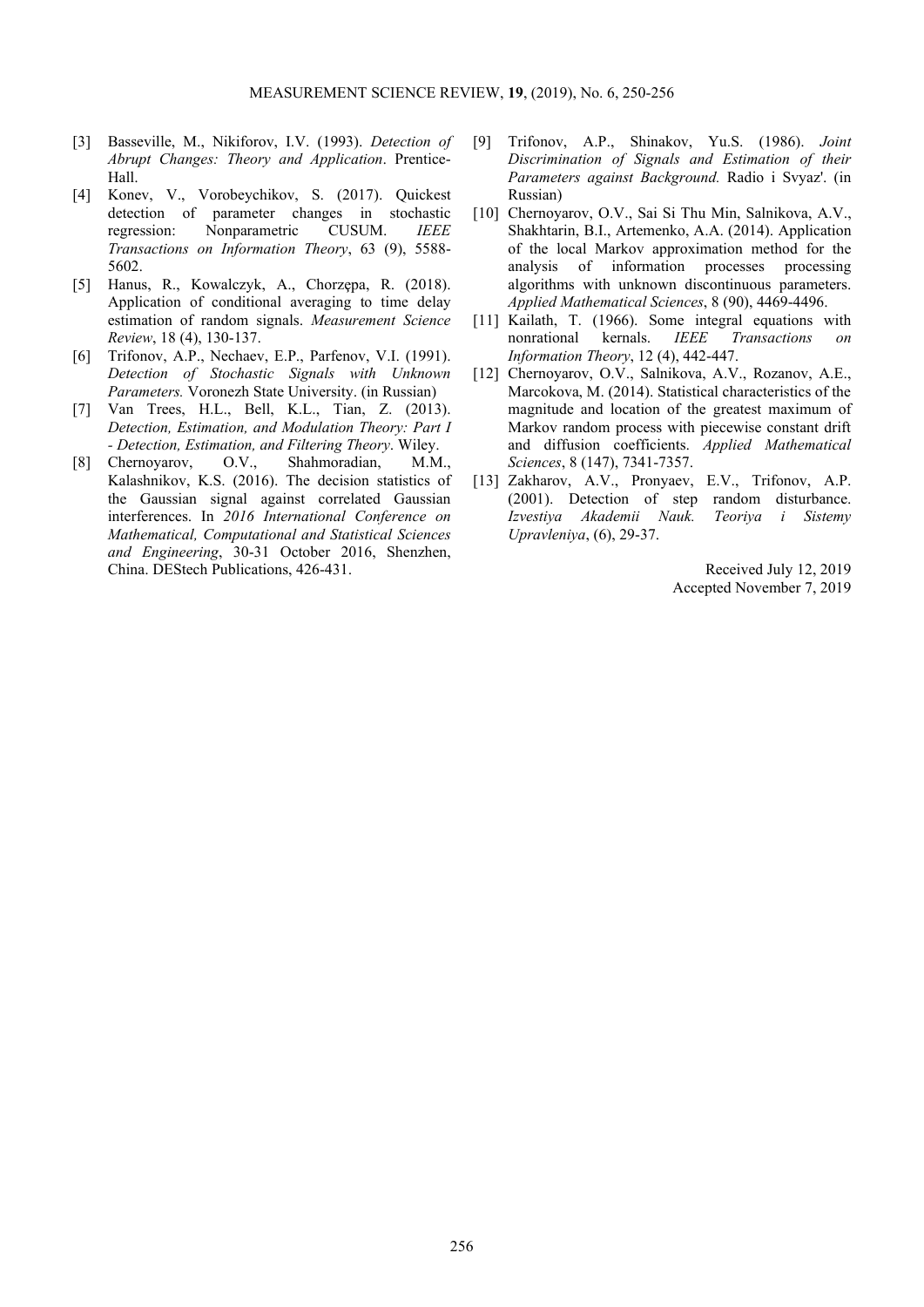[3] Basseville, M., Nikiforov, I.V. (1993). *Detection of Abrupt Changes: Theory and Application*. Prentice-Hall.

[4] Konev, V., Vorobeychikov, S. (2017). Quickest detection of parameter changes in stochastic regression: Nonparametric CUSUM. *IEEE Transactions on Information Theory*, 63 (9), 5588-5602.

[5] Hanus, R., Kowalczyk, A., Chorzępa, R. (2018). Application of conditional averaging to time delay estimation of random signals. *Measurement Science Review*, 18 (4), 130-137.

[6] Trifonov, A.P., Nechaev, E.P., Parfenov, V.I. (1991). *Detection of Stochastic Signals with Unknown Parameters.* Voronezh State University. (in Russian)

[7] Van Trees, H.L., Bell, K.L., Tian, Z. (2013). *Detection, Estimation, and Modulation Theory: Part I - Detection, Estimation, and Filtering Theory*. Wiley.

[8] Chernoyarov, O.V., Shahmoradian, M.M., Kalashnikov, K.S. (2016). The decision statistics of the Gaussian signal against correlated Gaussian interferences. In *2016 International Conference on Mathematical, Computational and Statistical Sciences and Engineering*, 30-31 October 2016, Shenzhen, China. DEStech Publications, 426-431.

[9] Trifonov, A.P., Shinakov, Yu.S. (1986). *Joint Discrimination of Signals and Estimation of their Parameters against Background.* Radio i Svyaz'. (in Russian)

[10] Chernoyarov, O.V., Sai Si Thu Min, Salnikova, A.V., Shakhtarin, B.I., Artemenko, A.A. (2014). Application of the local Markov approximation method for the analysis of information processes processing algorithms with unknown discontinuous parameters. *Applied Mathematical Sciences*, 8 (90), 4469-4496.

[11] Kailath, T. (1966). Some integral equations with nonrational kernals. *IEEE Transactions on Information Theory*, 12 (4), 442-447.

[12] Chernoyarov, O.V., Salnikova, A.V., Rozanov, A.E., Marcokova, M. (2014). Statistical characteristics of the magnitude and location of the greatest maximum of Markov random process with piecewise constant drift and diffusion coefficients. *Applied Mathematical Sciences*, 8 (147), 7341-7357.

[13] Zakharov, A.V., Pronyaev, E.V., Trifonov, A.P. (2001). Detection of step random disturbance. *Izvestiya Akademii Nauk. Teoriya i Sistemy Upravleniya*, (6), 29-37.

Received July 12, 2019
Accepted November 7, 2019